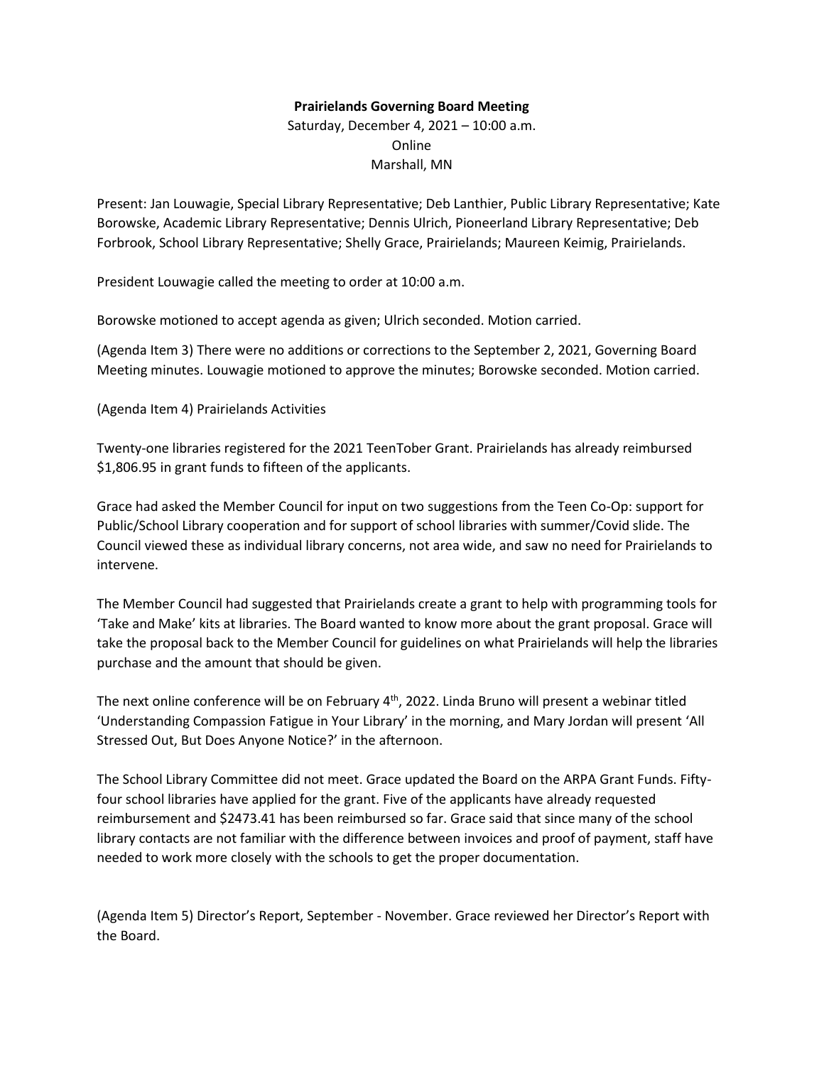**Prairielands Governing Board Meeting**

Saturday, December 4, 2021 – 10:00 a.m.
Online
Marshall, MN

Present: Jan Louwagie, Special Library Representative; Deb Lanthier, Public Library Representative; Kate Borowske, Academic Library Representative; Dennis Ulrich, Pioneerland Library Representative; Deb Forbrook, School Library Representative; Shelly Grace, Prairielands; Maureen Keimig, Prairielands.

President Louwagie called the meeting to order at 10:00 a.m.

Borowske motioned to accept agenda as given; Ulrich seconded. Motion carried.

(Agenda Item 3) There were no additions or corrections to the September 2, 2021, Governing Board Meeting minutes. Louwagie motioned to approve the minutes; Borowske seconded. Motion carried.

(Agenda Item 4) Prairielands Activities

Twenty-one libraries registered for the 2021 TeenTober Grant. Prairielands has already reimbursed $1,806.95 in grant funds to fifteen of the applicants.

Grace had asked the Member Council for input on two suggestions from the Teen Co-Op: support for Public/School Library cooperation and for support of school libraries with summer/Covid slide. The Council viewed these as individual library concerns, not area wide, and saw no need for Prairielands to intervene.

The Member Council had suggested that Prairielands create a grant to help with programming tools for 'Take and Make' kits at libraries. The Board wanted to know more about the grant proposal. Grace will take the proposal back to the Member Council for guidelines on what Prairielands will help the libraries purchase and the amount that should be given.

The next online conference will be on February 4th, 2022. Linda Bruno will present a webinar titled 'Understanding Compassion Fatigue in Your Library' in the morning, and Mary Jordan will present 'All Stressed Out, But Does Anyone Notice?' in the afternoon.

The School Library Committee did not meet. Grace updated the Board on the ARPA Grant Funds. Fifty-four school libraries have applied for the grant. Five of the applicants have already requested reimbursement and $2473.41 has been reimbursed so far. Grace said that since many of the school library contacts are not familiar with the difference between invoices and proof of payment, staff have needed to work more closely with the schools to get the proper documentation.

(Agenda Item 5) Director's Report, September - November. Grace reviewed her Director's Report with the Board.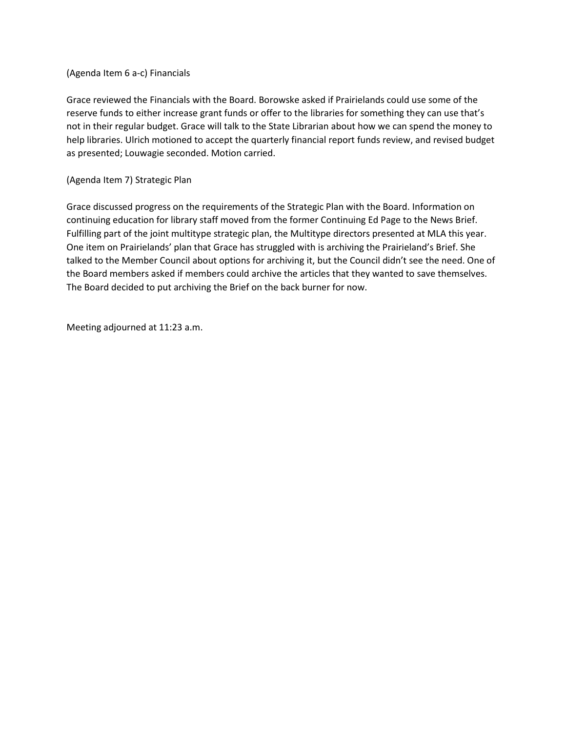(Agenda Item 6 a-c) Financials

Grace reviewed the Financials with the Board. Borowske asked if Prairielands could use some of the reserve funds to either increase grant funds or offer to the libraries for something they can use that's not in their regular budget. Grace will talk to the State Librarian about how we can spend the money to help libraries. Ulrich motioned to accept the quarterly financial report funds review, and revised budget as presented; Louwagie seconded. Motion carried.

(Agenda Item 7) Strategic Plan

Grace discussed progress on the requirements of the Strategic Plan with the Board. Information on continuing education for library staff moved from the former Continuing Ed Page to the News Brief. Fulfilling part of the joint multitype strategic plan, the Multitype directors presented at MLA this year. One item on Prairielands' plan that Grace has struggled with is archiving the Prairieland's Brief. She talked to the Member Council about options for archiving it, but the Council didn't see the need. One of the Board members asked if members could archive the articles that they wanted to save themselves. The Board decided to put archiving the Brief on the back burner for now.

Meeting adjourned at 11:23 a.m.